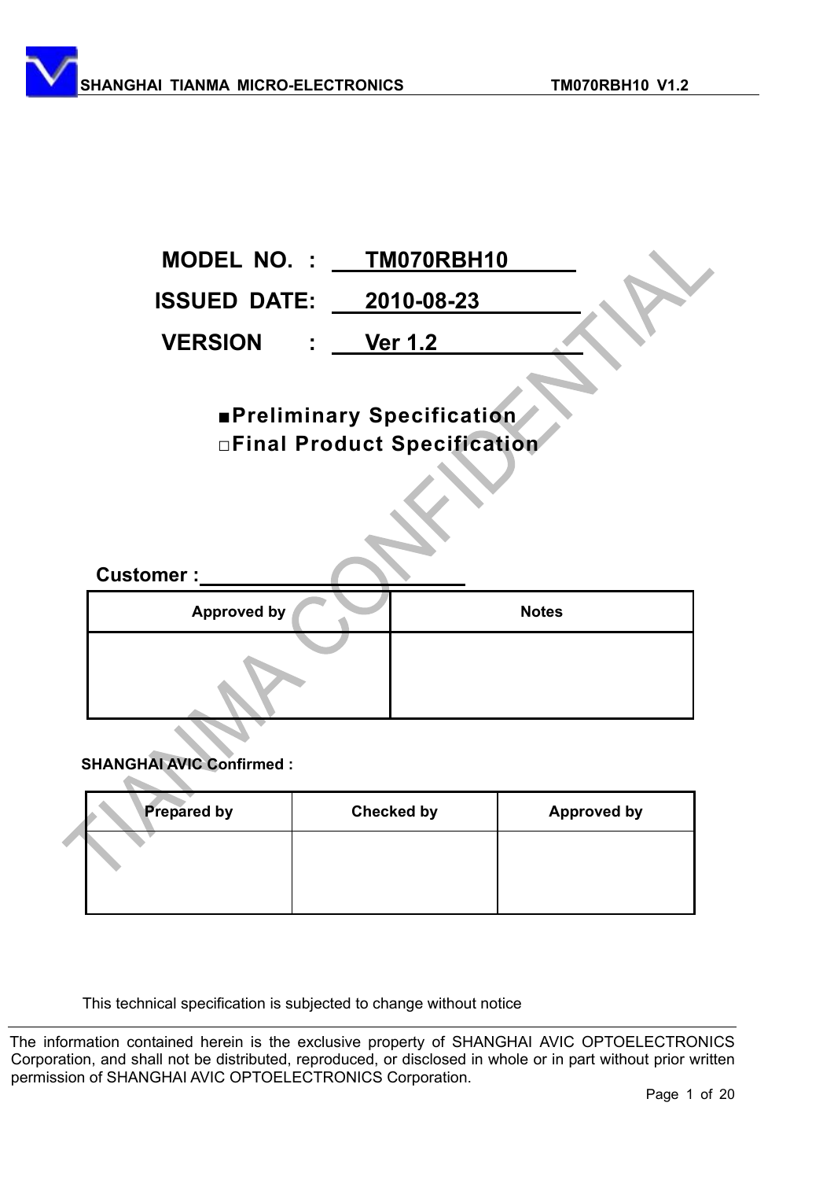**MODEL NO. : TM070RBH10**

**ISSUED DATE: 2010-08-23**

**VERSION : Ver 1.2**

■**Preliminary Specification**
□**Final Product Specification**

**Customer :**\_\_\_\_\_\_\_\_\_\_\_\_\_\_\_\_\_\_\_\_\_\_

| Approved by | Notes |
|---|---|
| | |

**SHANGHAI AVIC Confirmed :**

| Prepared by | Checked by | Approved by |
|---|---|---|
| | | |

This technical specification is subjected to change without notice

The information contained herein is the exclusive property of SHANGHAI AVIC OPTOELECTRONICS Corporation, and shall not be distributed, reproduced, or disclosed in whole or in part without prior written permission of SHANGHAI AVIC OPTOELECTRONICS Corporation.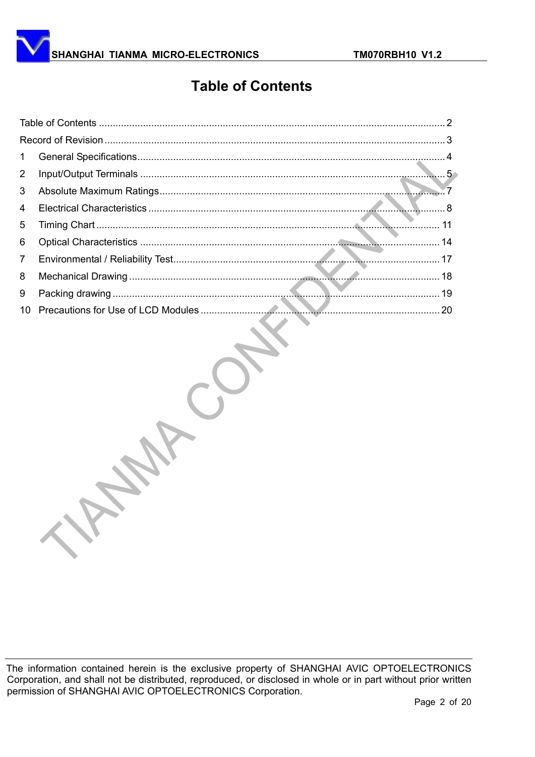# Table of Contents

Table of Contents ........................................................................................................................ 2
Record of Revision ........................................................................................................................ 3
1 General Specifications ................................................................................................................ 4
2 Input/Output Terminals ................................................................................................................ 5
3 Absolute Maximum Ratings ........................................................................................................ 7
4 Electrical Characteristics ............................................................................................................ 8
5 Timing Chart ............................................................................................................................. 11
6 Optical Characteristics .............................................................................................................. 14
7 Environmental / Reliability Test ................................................................................................. 17
8 Mechanical Drawing .................................................................................................................. 18
9 Packing drawing ........................................................................................................................ 19
10 Precautions for Use of LCD Modules ........................................................................................ 20

The information contained herein is the exclusive property of SHANGHAI AVIC OPTOELECTRONICS Corporation, and shall not be distributed, reproduced, or disclosed in whole or in part without prior written permission of SHANGHAI AVIC OPTOELECTRONICS Corporation.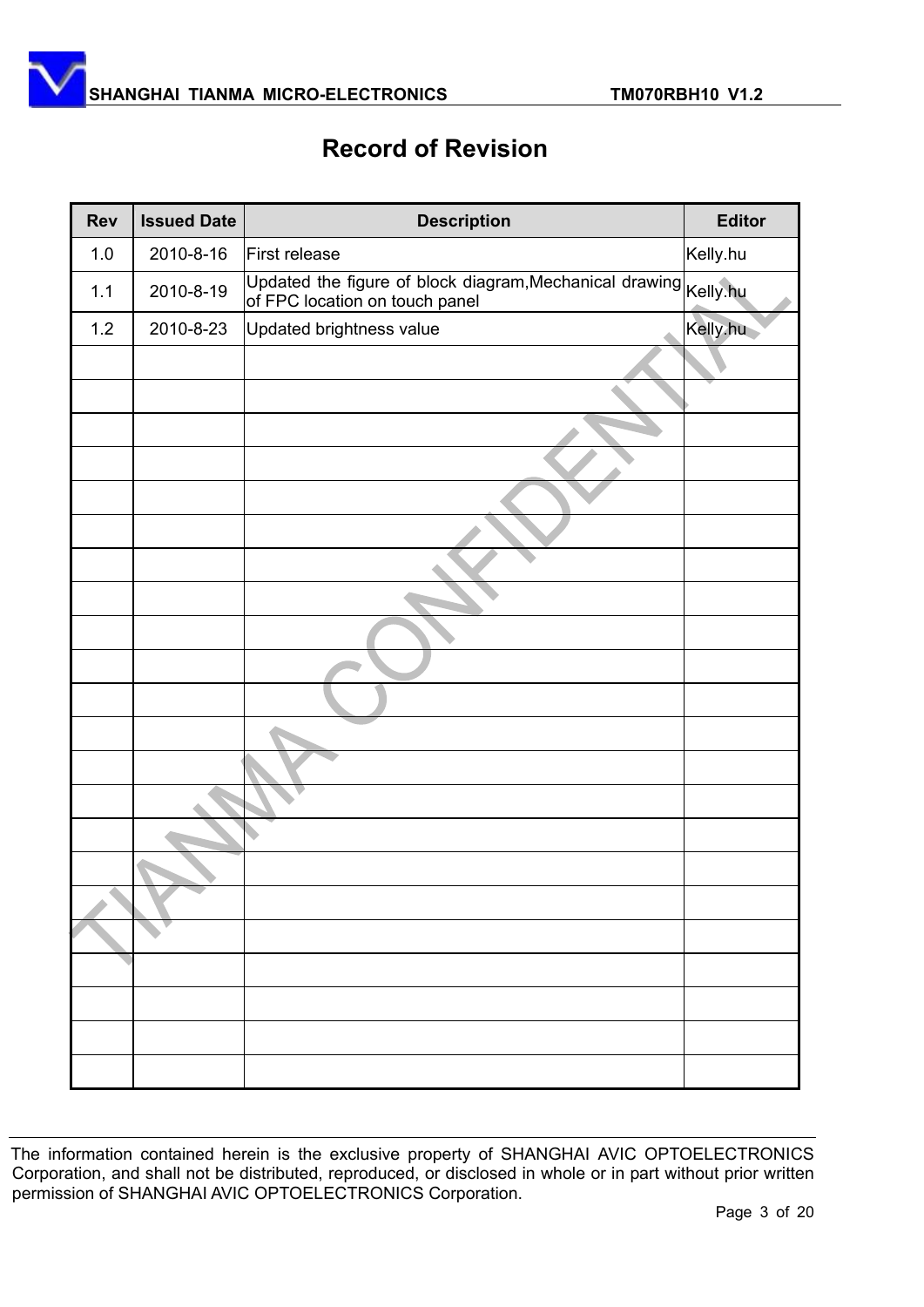# Record of Revision

| Rev | Issued Date | Description | Editor |
|---|---|---|---|
| 1.0 | 2010-8-16 | First release | Kelly.hu |
| 1.1 | 2010-8-19 | Updated the figure of block diagram,Mechanical drawing of FPC location on touch panel | Kelly.hu |
| 1.2 | 2010-8-23 | Updated brightness value | Kelly.hu |
| | | | |
| | | | |
| | | | |
| | | | |
| | | | |
| | | | |
| | | | |
| | | | |
| | | | |
| | | | |
| | | | |
| | | | |
| | | | |
| | | | |
| | | | |
| | | | |
| | | | |
| | | | |
| | | | |
| | | | |
| | | | |
| | | | |

The information contained herein is the exclusive property of SHANGHAI AVIC OPTOELECTRONICS Corporation, and shall not be distributed, reproduced, or disclosed in whole or in part without prior written permission of SHANGHAI AVIC OPTOELECTRONICS Corporation.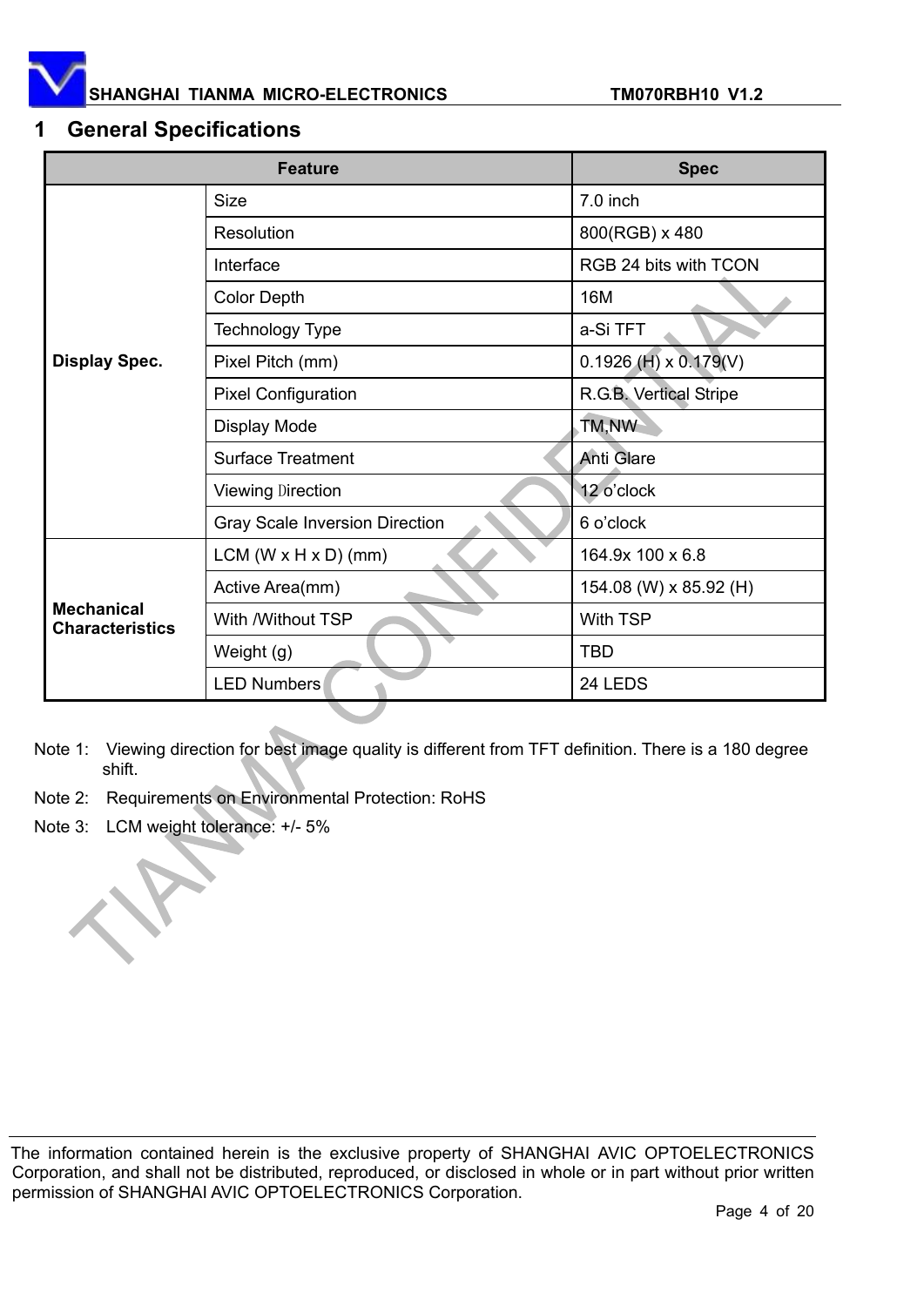# 1 General Specifications

| Feature | | Spec |
|---|---|---|
| Display Spec. | Size | 7.0 inch |
| | Resolution | 800(RGB) x 480 |
| | Interface | RGB 24 bits with TCON |
| | Color Depth | 16M |
| | Technology Type | a-Si TFT |
| | Pixel Pitch (mm) | 0.1926 (H) x 0.179(V) |
| | Pixel Configuration | R.G.B. Vertical Stripe |
| | Display Mode | TM,NW |
| | Surface Treatment | Anti Glare |
| | Viewing Direction | 12 o'clock |
| | Gray Scale Inversion Direction | 6 o'clock |
| Mechanical Characteristics | LCM (W x H x D) (mm) | 164.9x 100 x 6.8 |
| | Active Area(mm) | 154.08 (W) x 85.92 (H) |
| | With /Without TSP | With TSP |
| | Weight (g) | TBD |
| | LED Numbers | 24 LEDS |

Note 1: Viewing direction for best image quality is different from TFT definition. There is a 180 degree shift.

Note 2: Requirements on Environmental Protection: RoHS

Note 3: LCM weight tolerance: +/- 5%

The information contained herein is the exclusive property of SHANGHAI AVIC OPTOELECTRONICS Corporation, and shall not be distributed, reproduced, or disclosed in whole or in part without prior written permission of SHANGHAI AVIC OPTOELECTRONICS Corporation.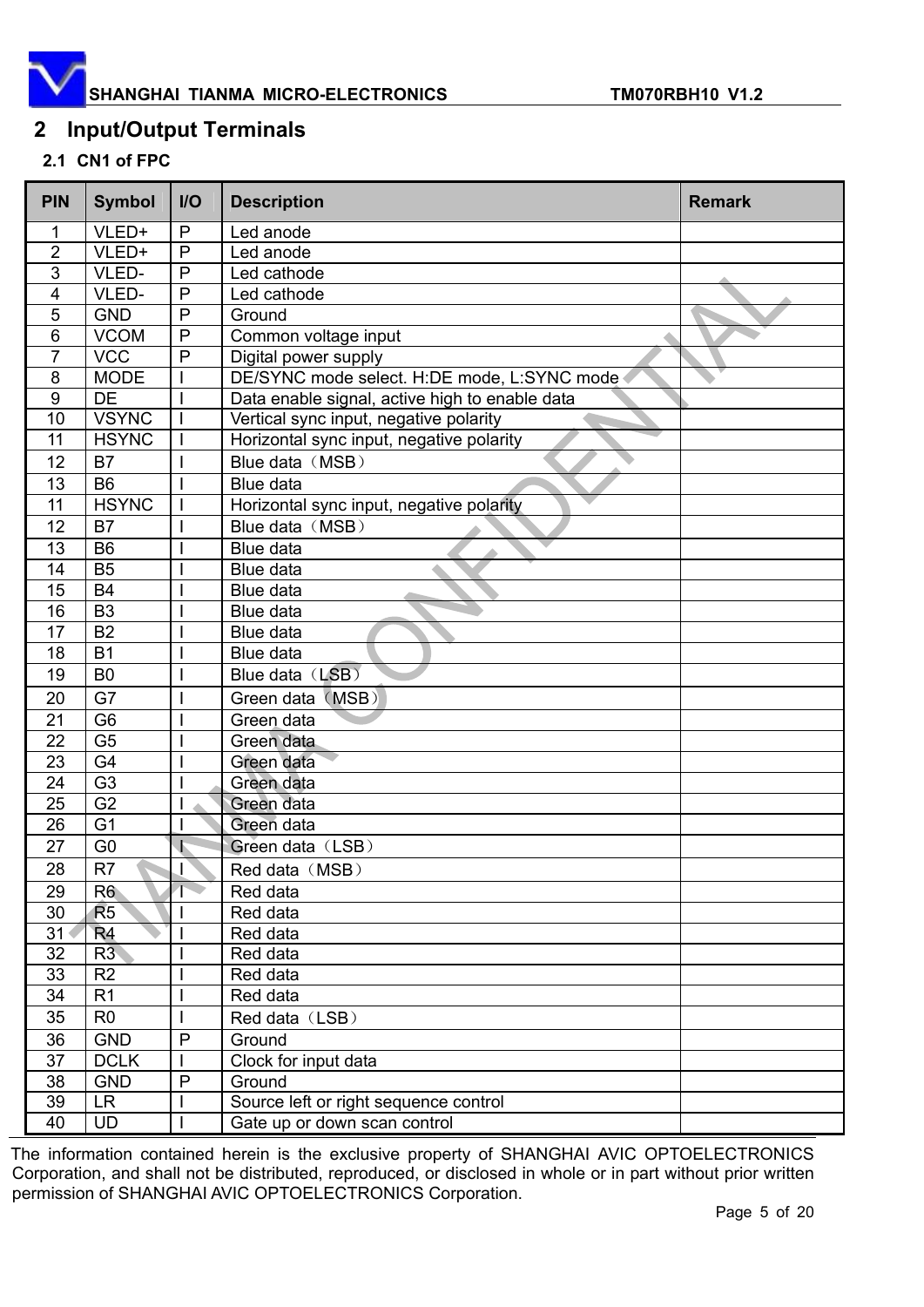## 2 Input/Output Terminals

### 2.1 CN1 of FPC

| PIN | Symbol | I/O | Description | Remark |
|---|---|---|---|---|
| 1 | VLED+ | P | Led anode | |
| 2 | VLED+ | P | Led anode | |
| 3 | VLED- | P | Led cathode | |
| 4 | VLED- | P | Led cathode | |
| 5 | GND | P | Ground | |
| 6 | VCOM | P | Common voltage input | |
| 7 | VCC | P | Digital power supply | |
| 8 | MODE | I | DE/SYNC mode select. H:DE mode, L:SYNC mode | |
| 9 | DE | I | Data enable signal, active high to enable data | |
| 10 | VSYNC | I | Vertical sync input, negative polarity | |
| 11 | HSYNC | I | Horizontal sync input, negative polarity | |
| 12 | B7 | I | Blue data（MSB） | |
| 13 | B6 | I | Blue data | |
| 11 | HSYNC | I | Horizontal sync input, negative polarity | |
| 12 | B7 | I | Blue data（MSB） | |
| 13 | B6 | I | Blue data | |
| 14 | B5 | I | Blue data | |
| 15 | B4 | I | Blue data | |
| 16 | B3 | I | Blue data | |
| 17 | B2 | I | Blue data | |
| 18 | B1 | I | Blue data | |
| 19 | B0 | I | Blue data（LSB） | |
| 20 | G7 | I | Green data（MSB） | |
| 21 | G6 | I | Green data | |
| 22 | G5 | I | Green data | |
| 23 | G4 | I | Green data | |
| 24 | G3 | I | Green data | |
| 25 | G2 | I | Green data | |
| 26 | G1 | I | Green data | |
| 27 | G0 | I | Green data（LSB） | |
| 28 | R7 | I | Red data（MSB） | |
| 29 | R6 | I | Red data | |
| 30 | R5 | I | Red data | |
| 31 | R4 | I | Red data | |
| 32 | R3 | I | Red data | |
| 33 | R2 | I | Red data | |
| 34 | R1 | I | Red data | |
| 35 | R0 | I | Red data（LSB） | |
| 36 | GND | P | Ground | |
| 37 | DCLK | I | Clock for input data | |
| 38 | GND | P | Ground | |
| 39 | LR | I | Source left or right sequence control | |
| 40 | UD | I | Gate up or down scan control | |

The information contained herein is the exclusive property of SHANGHAI AVIC OPTOELECTRONICS Corporation, and shall not be distributed, reproduced, or disclosed in whole or in part without prior written permission of SHANGHAI AVIC OPTOELECTRONICS Corporation.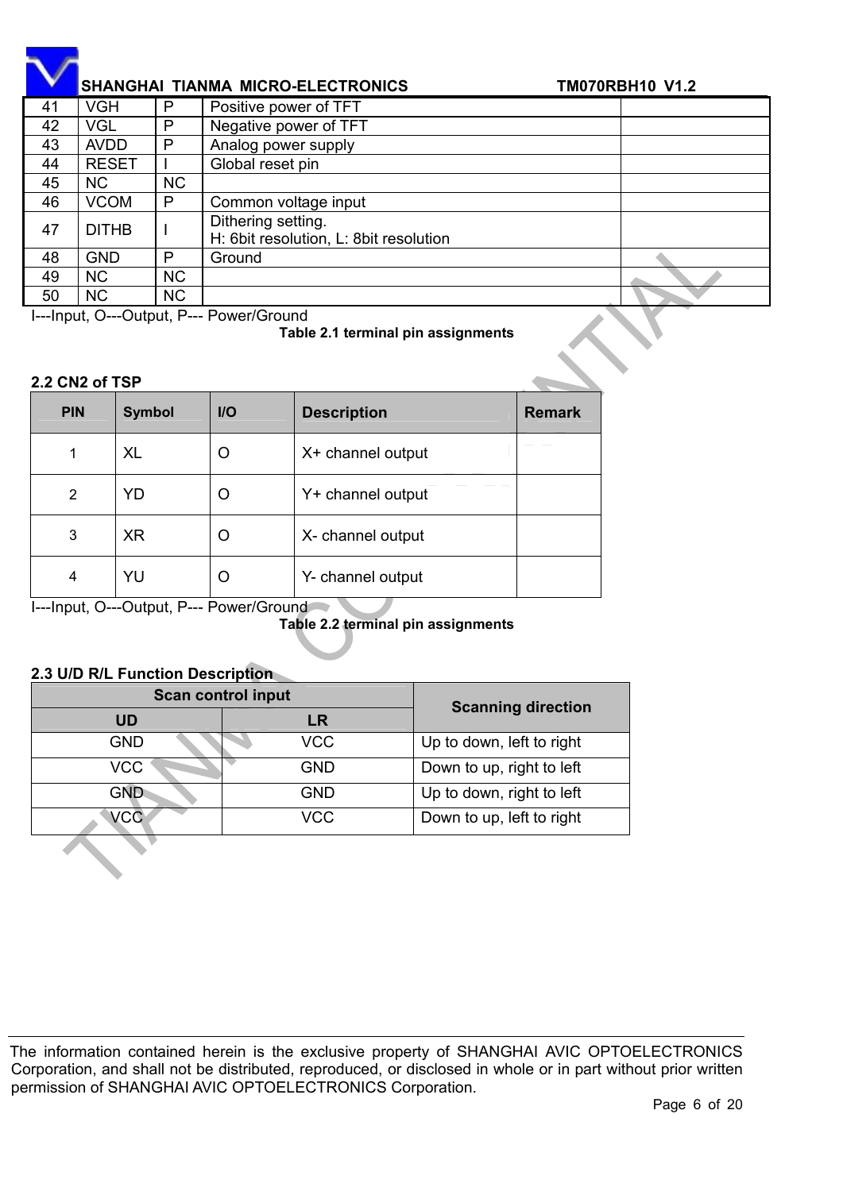| 41 | VGH | P | Positive power of TFT | |
|---|---|---|---|---|
| 42 | VGL | P | Negative power of TFT | |
| 43 | AVDD | P | Analog power supply | |
| 44 | RESET | I | Global reset pin | |
| 45 | NC | NC | | |
| 46 | VCOM | P | Common voltage input | |
| 47 | DITHB | I | Dithering setting.<br>H: 6bit resolution, L: 8bit resolution | |
| 48 | GND | P | Ground | |
| 49 | NC | NC | | |
| 50 | NC | NC | | |

I---Input, O---Output, P--- Power/Ground

**Table 2.1 terminal pin assignments**

### 2.2 CN2 of TSP

| PIN | Symbol | I/O | Description | Remark |
|---|---|---|---|---|
| 1 | XL | O | X+ channel output | |
| 2 | YD | O | Y+ channel output | |
| 3 | XR | O | X- channel output | |
| 4 | YU | O | Y- channel output | |

I---Input, O---Output, P--- Power/Ground

**Table 2.2 terminal pin assignments**

### 2.3 U/D R/L Function Description

| Scan control input | | Scanning direction |
|---|---|---|
| UD | LR | |
| GND | VCC | Up to down, left to right |
| VCC | GND | Down to up, right to left |
| GND | GND | Up to down, right to left |
| VCC | VCC | Down to up, left to right |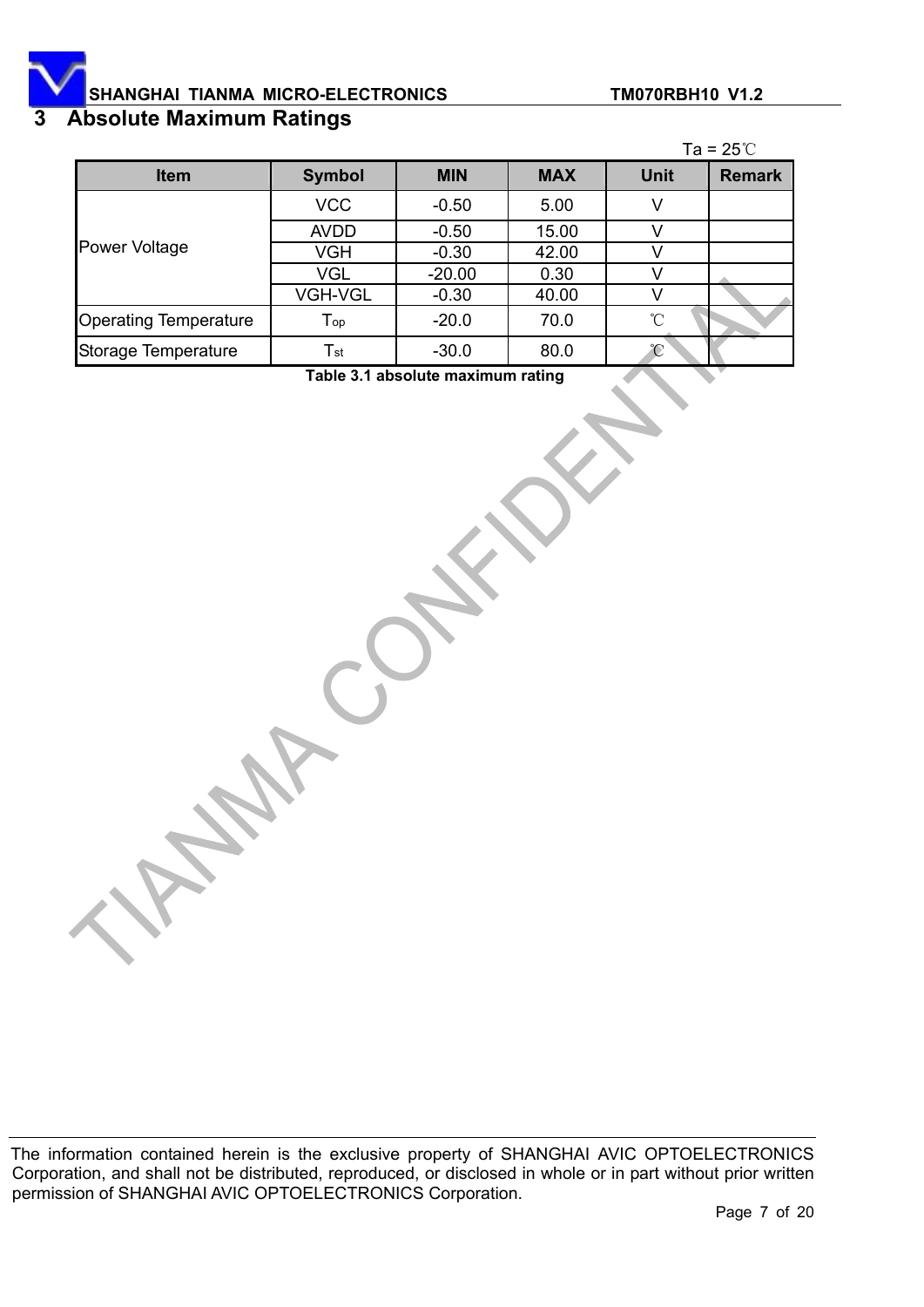## 3 Absolute Maximum Ratings

Ta = 25℃

| Item | Symbol | MIN | MAX | Unit | Remark |
|---|---|---|---|---|---|
| Power Voltage | VCC | -0.50 | 5.00 | V | |
| | AVDD | -0.50 | 15.00 | V | |
| | VGH | -0.30 | 42.00 | V | |
| | VGL | -20.00 | 0.30 | V | |
| | VGH-VGL | -0.30 | 40.00 | V | |
| Operating Temperature | $T_{op}$ | -20.0 | 70.0 | ℃ | |
| Storage Temperature | $T_{st}$ | -30.0 | 80.0 | ℃ | |

**Table 3.1 absolute maximum rating**

The information contained herein is the exclusive property of SHANGHAI AVIC OPTOELECTRONICS Corporation, and shall not be distributed, reproduced, or disclosed in whole or in part without prior written permission of SHANGHAI AVIC OPTOELECTRONICS Corporation.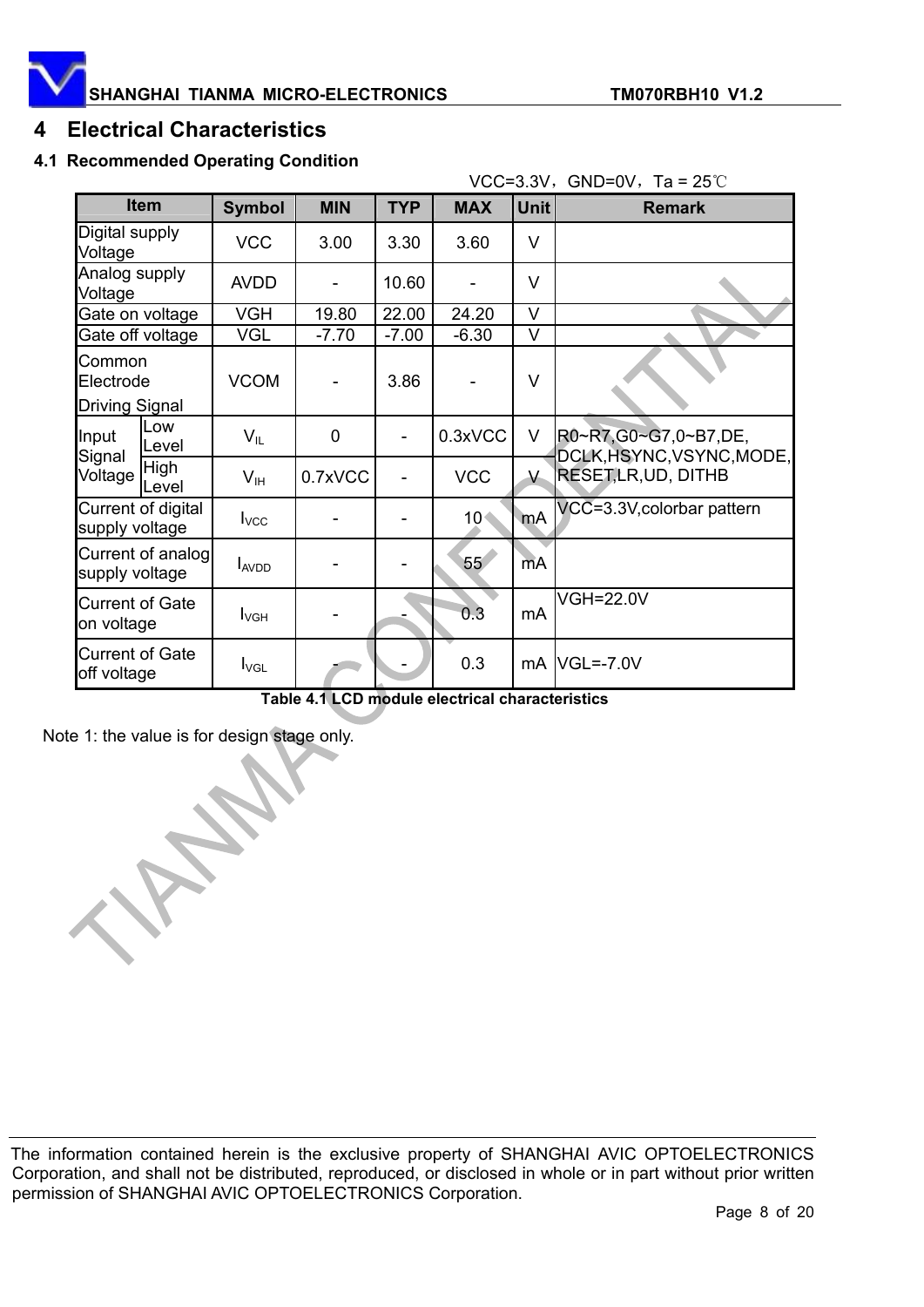# 4 Electrical Characteristics

## 4.1 Recommended Operating Condition

VCC=3.3V，GND=0V，Ta = 25℃

| Item | | Symbol | MIN | TYP | MAX | Unit | Remark |
|---|---|---|---|---|---|---|---|
| Digital supply Voltage | | VCC | 3.00 | 3.30 | 3.60 | V | |
| Analog supply Voltage | | AVDD | - | 10.60 | - | V | |
| Gate on voltage | | VGH | 19.80 | 22.00 | 24.20 | V | |
| Gate off voltage | | VGL | -7.70 | -7.00 | -6.30 | V | |
| Common Electrode Driving Signal | | VCOM | - | 3.86 | - | V | |
| Input Signal Voltage | Low Level | $V_{IL}$ | 0 | - | 0.3xVCC | V | R0~R7,G0~G7,0~B7,DE, DCLK,HSYNC,VSYNC,MODE, RESET,LR,UD, DITHB |
| | High Level | $V_{IH}$ | 0.7xVCC | - | VCC | V | |
| Current of digital supply voltage | | $I_{VCC}$ | - | - | 10 | mA | VCC=3.3V,colorbar pattern |
| Current of analog supply voltage | | $I_{AVDD}$ | - | - | 55 | mA | |
| Current of Gate on voltage | | $I_{VGH}$ | - | - | 0.3 | mA | VGH=22.0V |
| Current of Gate off voltage | | $I_{VGL}$ | - | - | 0.3 | mA | VGL=-7.0V |

**Table 4.1 LCD module electrical characteristics**

Note 1: the value is for design stage only.

The information contained herein is the exclusive property of SHANGHAI AVIC OPTOELECTRONICS Corporation, and shall not be distributed, reproduced, or disclosed in whole or in part without prior written permission of SHANGHAI AVIC OPTOELECTRONICS Corporation.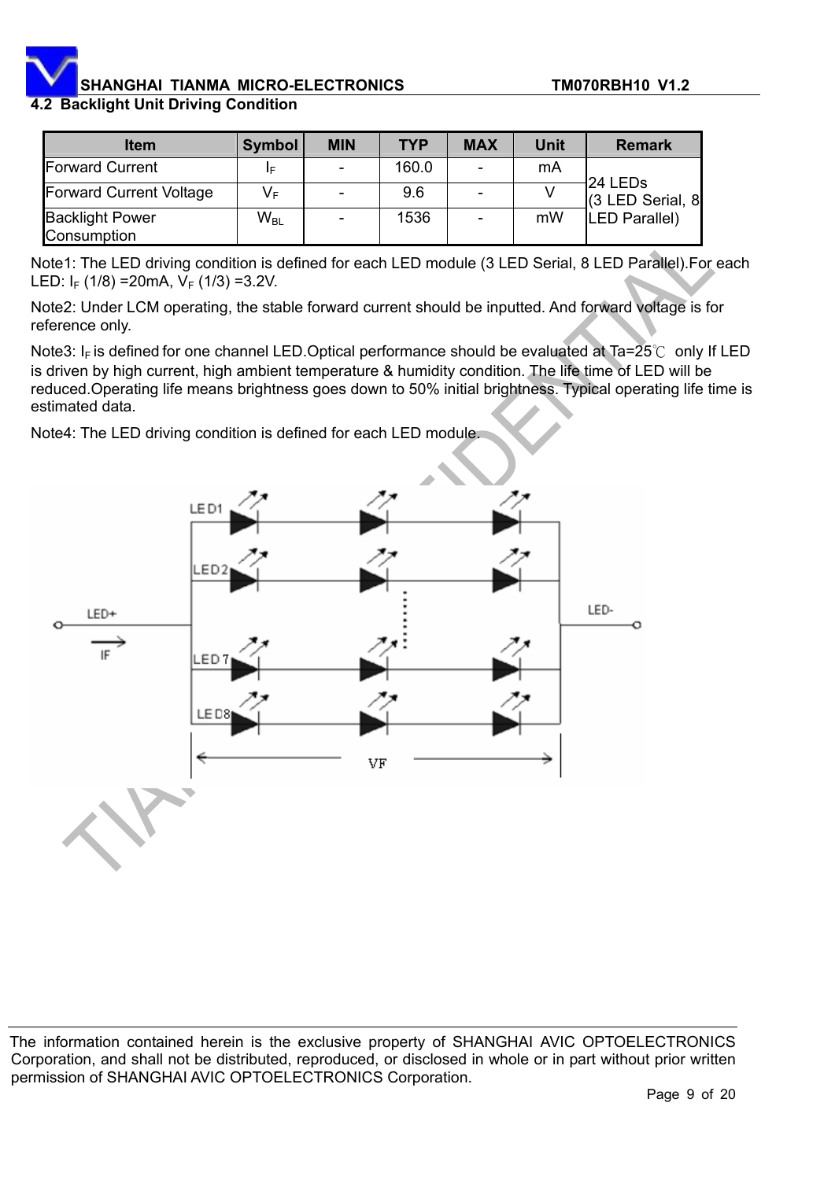## 4.2 Backlight Unit Driving Condition

| Item | Symbol | MIN | TYP | MAX | Unit | Remark |
|---|---|---|---|---|---|---|
| Forward Current | $I_F$ | - | 160.0 | - | mA | 24 LEDs (3 LED Serial, 8 LED Parallel) |
| Forward Current Voltage | $V_F$ | - | 9.6 | - | V | |
| Backlight Power Consumption | $W_{BL}$ | - | 1536 | - | mW | |

Note1: The LED driving condition is defined for each LED module (3 LED Serial, 8 LED Parallel).For each LED: $I_F$ (1/8) =20mA, $V_F$ (1/3) =3.2V.

Note2: Under LCM operating, the stable forward current should be inputted. And forward voltage is for reference only.

Note3: $I_F$ is defined for one channel LED.Optical performance should be evaluated at Ta=25℃ only If LED is driven by high current, high ambient temperature & humidity condition. The life time of LED will be reduced.Operating life means brightness goes down to 50% initial brightness. Typical operating life time is estimated data.

Note4: The LED driving condition is defined for each LED module.

LED1, LED2, LED7, LED8, LED+, IF, LED-, VF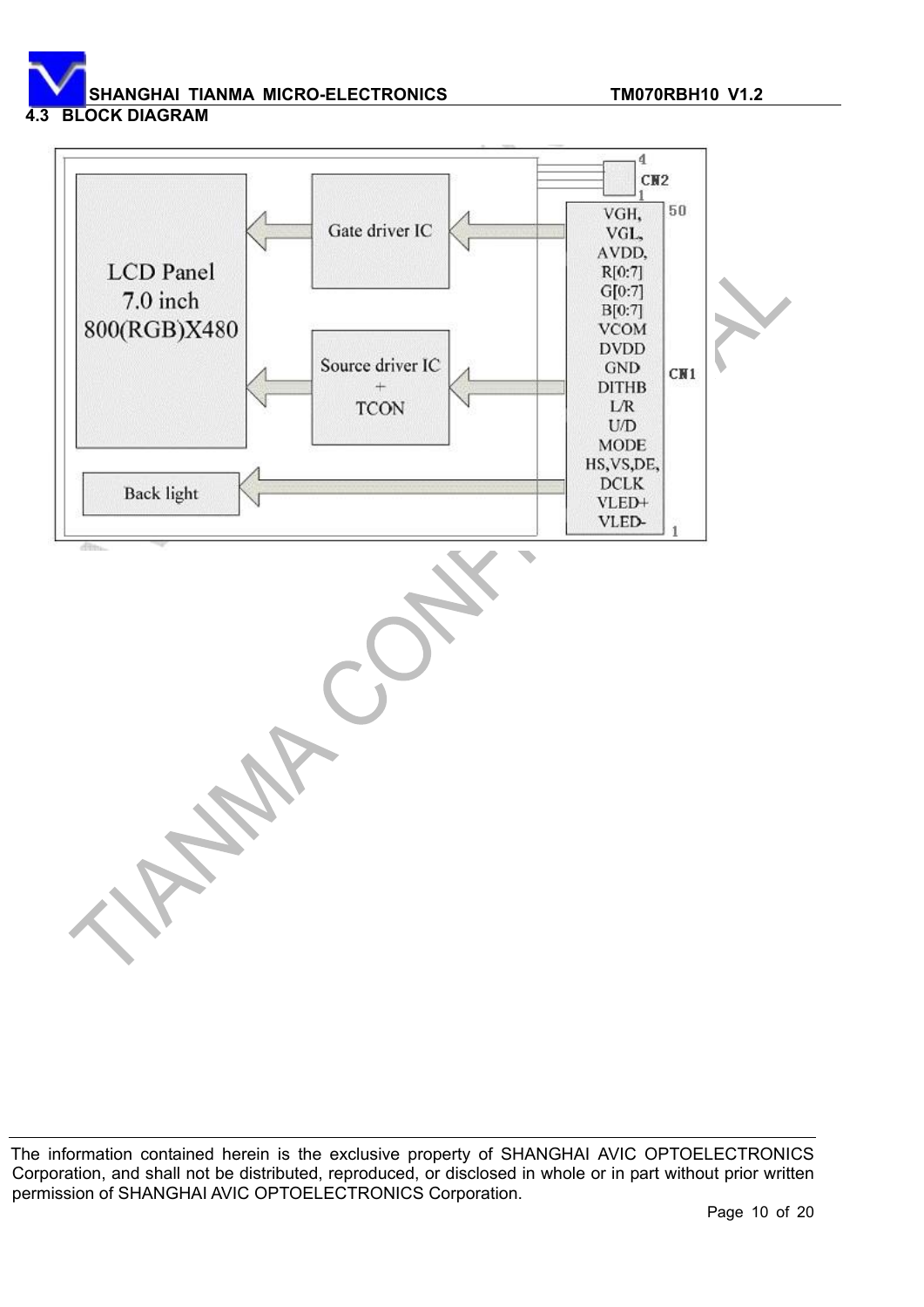### 4.3 BLOCK DIAGRAM

LCD Panel
7.0 inch
800(RGB)X480

Gate driver IC

Source driver IC
+
TCON

Back light

CN2 (pins 1–4)

CN1 (pins 1–50):
VGH,
VGL,
AVDD,
R[0:7]
G[0:7]
B[0:7]
VCOM
DVDD
GND
DITHB
L/R
U/D
MODE
HS,VS,DE,
DCLK
VLED+
VLED-

The information contained herein is the exclusive property of SHANGHAI AVIC OPTOELECTRONICS Corporation, and shall not be distributed, reproduced, or disclosed in whole or in part without prior written permission of SHANGHAI AVIC OPTOELECTRONICS Corporation.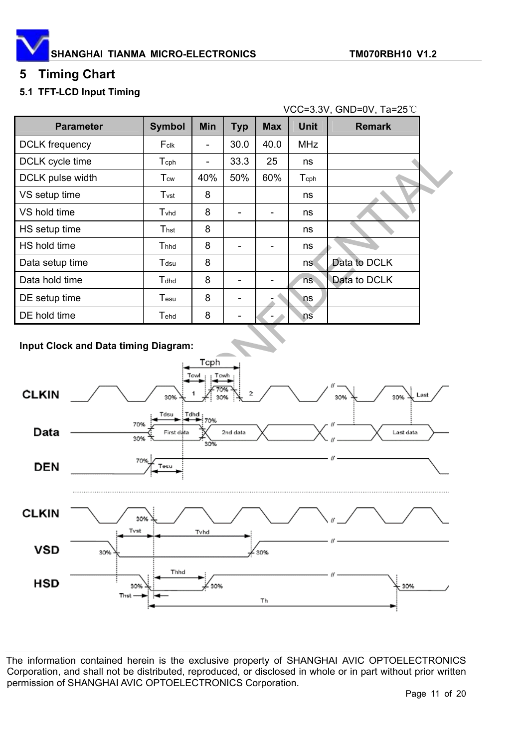# 5 Timing Chart

## 5.1 TFT-LCD Input Timing

VCC=3.3V, GND=0V, Ta=25℃

| Parameter | Symbol | Min | Typ | Max | Unit | Remark |
|---|---|---|---|---|---|---|
| DCLK frequency | $F_{clk}$ | - | 30.0 | 40.0 | MHz | |
| DCLK cycle time | $T_{cph}$ | - | 33.3 | 25 | ns | |
| DCLK pulse width | $T_{cw}$ | 40% | 50% | 60% | $T_{cph}$ | |
| VS setup time | $T_{vst}$ | 8 | | | ns | |
| VS hold time | $T_{vhd}$ | 8 | - | - | ns | |
| HS setup time | $T_{hst}$ | 8 | | | ns | |
| HS hold time | $T_{hhd}$ | 8 | - | - | ns | |
| Data setup time | $T_{dsu}$ | 8 | | | ns | Data to DCLK |
| Data hold time | $T_{dhd}$ | 8 | - | - | ns | Data to DCLK |
| DE setup time | $T_{esu}$ | 8 | - | - | ns | |
| DE hold time | $T_{ehd}$ | 8 | - | - | ns | |

**Input Clock and Data timing Diagram:**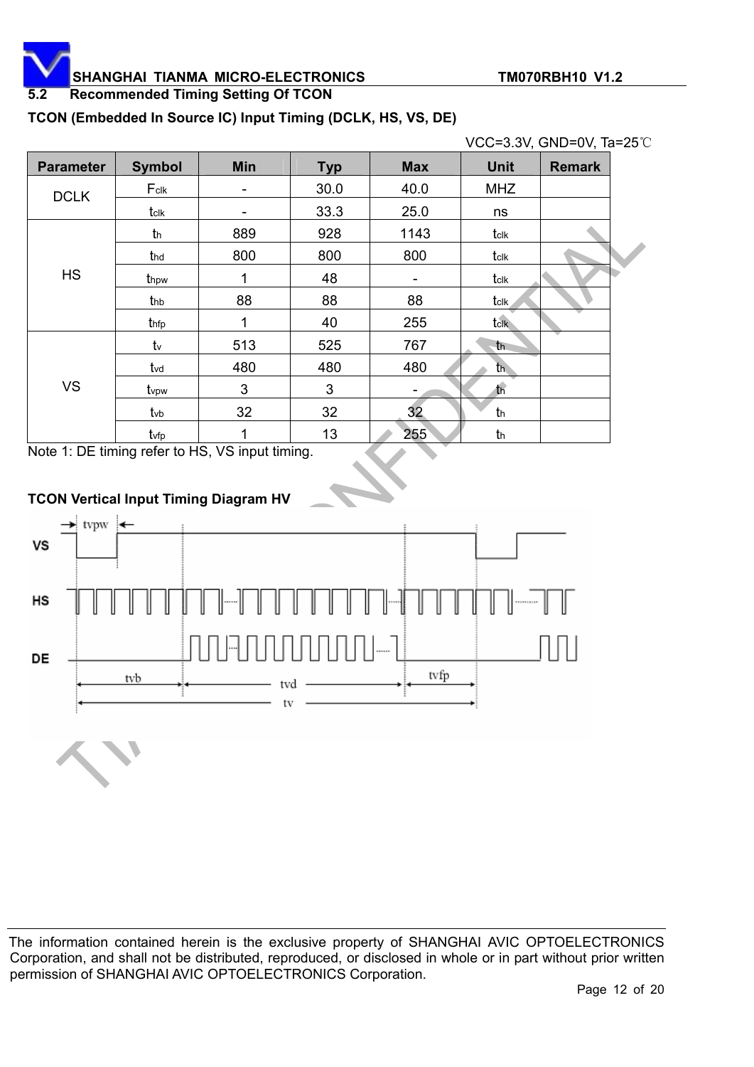## 5.2 Recommended Timing Setting Of TCON

**TCON (Embedded In Source IC) Input Timing (DCLK, HS, VS, DE)**

VCC=3.3V, GND=0V, Ta=25℃

| Parameter | Symbol | Min | Typ | Max | Unit | Remark |
|---|---|---|---|---|---|---|
| DCLK | $F_{clk}$ | - | 30.0 | 40.0 | MHZ | |
| | $t_{clk}$ | - | 33.3 | 25.0 | ns | |
| HS | $t_h$ | 889 | 928 | 1143 | $t_{clk}$ | |
| | $t_{hd}$ | 800 | 800 | 800 | $t_{clk}$ | |
| | $t_{hpw}$ | 1 | 48 | - | $t_{clk}$ | |
| | $t_{hb}$ | 88 | 88 | 88 | $t_{clk}$ | |
| | $t_{hfp}$ | 1 | 40 | 255 | $t_{clk}$ | |
| VS | $t_v$ | 513 | 525 | 767 | $t_h$ | |
| | $t_{vd}$ | 480 | 480 | 480 | $t_h$ | |
| | $t_{vpw}$ | 3 | 3 | - | $t_h$ | |
| | $t_{vb}$ | 32 | 32 | 32 | $t_h$ | |
| | $t_{vfp}$ | 1 | 13 | 255 | $t_h$ | |

Note 1: DE timing refer to HS, VS input timing.

**TCON Vertical Input Timing Diagram HV**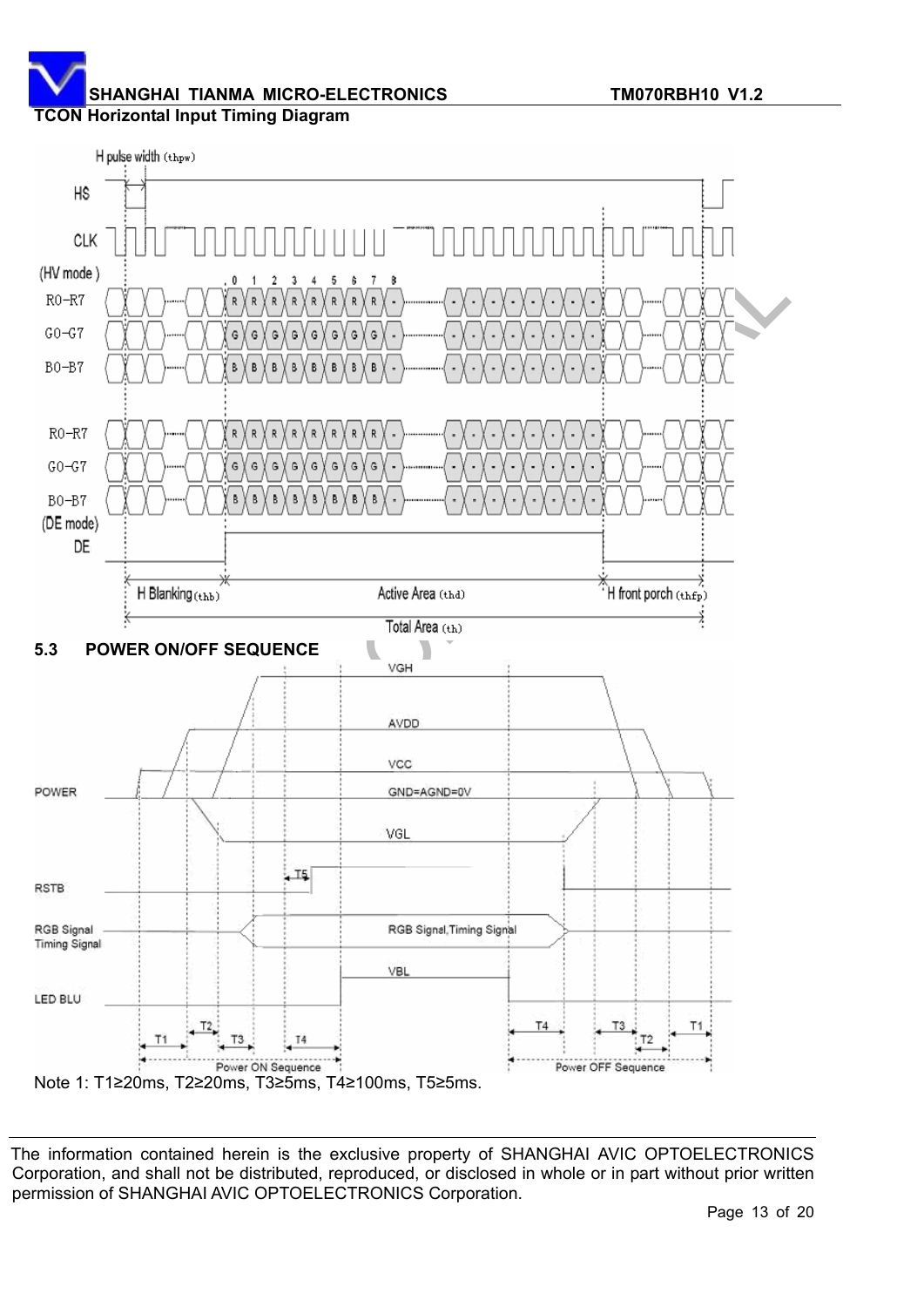**TCON Horizontal Input Timing Diagram**

### 5.3 POWER ON/OFF SEQUENCE

Note 1: T1≥20ms, T2≥20ms, T3≥5ms, T4≥100ms, T5≥5ms.

The information contained herein is the exclusive property of SHANGHAI AVIC OPTOELECTRONICS Corporation, and shall not be distributed, reproduced, or disclosed in whole or in part without prior written permission of SHANGHAI AVIC OPTOELECTRONICS Corporation.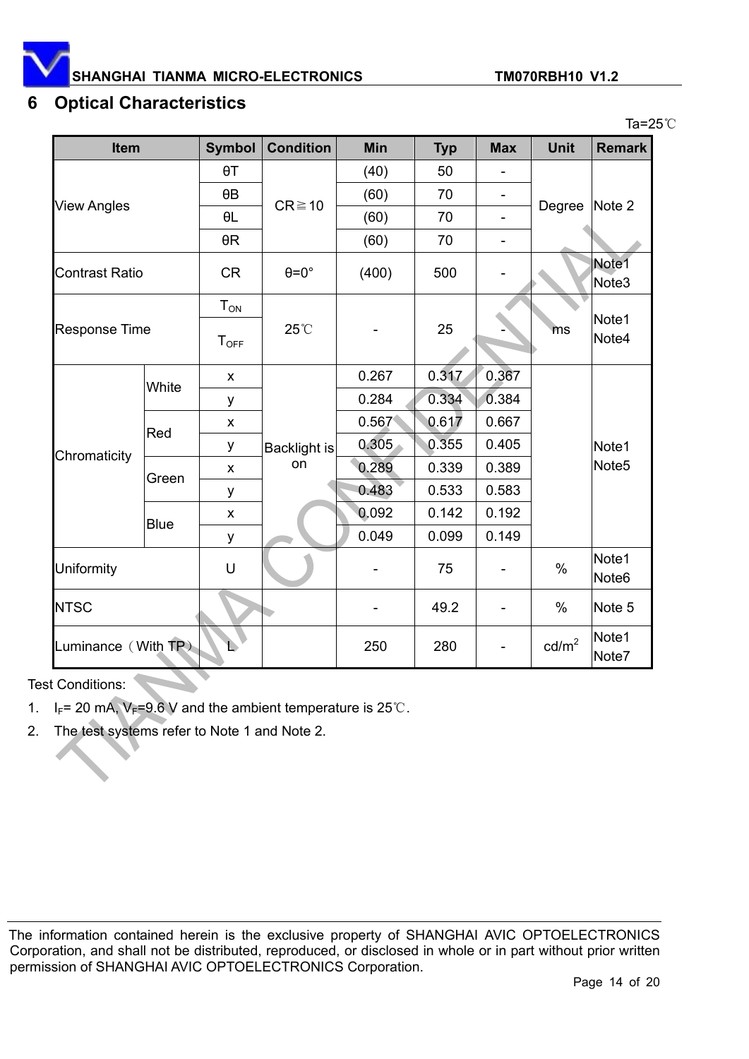## 6 Optical Characteristics

Ta=25℃

| Item | | Symbol | Condition | Min | Typ | Max | Unit | Remark |
|---|---|---|---|---|---|---|---|---|
| View Angles | | θT | CR≧10 | (40) | 50 | - | Degree | Note 2 |
| | | θB | | (60) | 70 | - | | |
| | | θL | | (60) | 70 | - | | |
| | | θR | | (60) | 70 | - | | |
| Contrast Ratio | | CR | θ=0° | (400) | 500 | - | | Note1 Note3 |
| Response Time | | $T_{ON}$ | 25℃ | - | 25 | - | ms | Note1 Note4 |
| | | $T_{OFF}$ | | | | | | |
| Chromaticity | White | x | Backlight is on | 0.267 | 0.317 | 0.367 | | Note1 Note5 |
| | | y | | 0.284 | 0.334 | 0.384 | | |
| | Red | x | | 0.567 | 0.617 | 0.667 | | |
| | | y | | 0.305 | 0.355 | 0.405 | | |
| | Green | x | | 0.289 | 0.339 | 0.389 | | |
| | | y | | 0.483 | 0.533 | 0.583 | | |
| | Blue | x | | 0.092 | 0.142 | 0.192 | | |
| | | y | | 0.049 | 0.099 | 0.149 | | |
| Uniformity | | U | | - | 75 | - | % | Note1 Note6 |
| NTSC | | | | - | 49.2 | - | % | Note 5 |
| Luminance（With TP） | | L | | 250 | 280 | - | cd/m$^2$ | Note1 Note7 |

Test Conditions:

1. $I_F$= 20 mA, $V_F$=9.6 V and the ambient temperature is 25℃.
2. The test systems refer to Note 1 and Note 2.

The information contained herein is the exclusive property of SHANGHAI AVIC OPTOELECTRONICS Corporation, and shall not be distributed, reproduced, or disclosed in whole or in part without prior written permission of SHANGHAI AVIC OPTOELECTRONICS Corporation.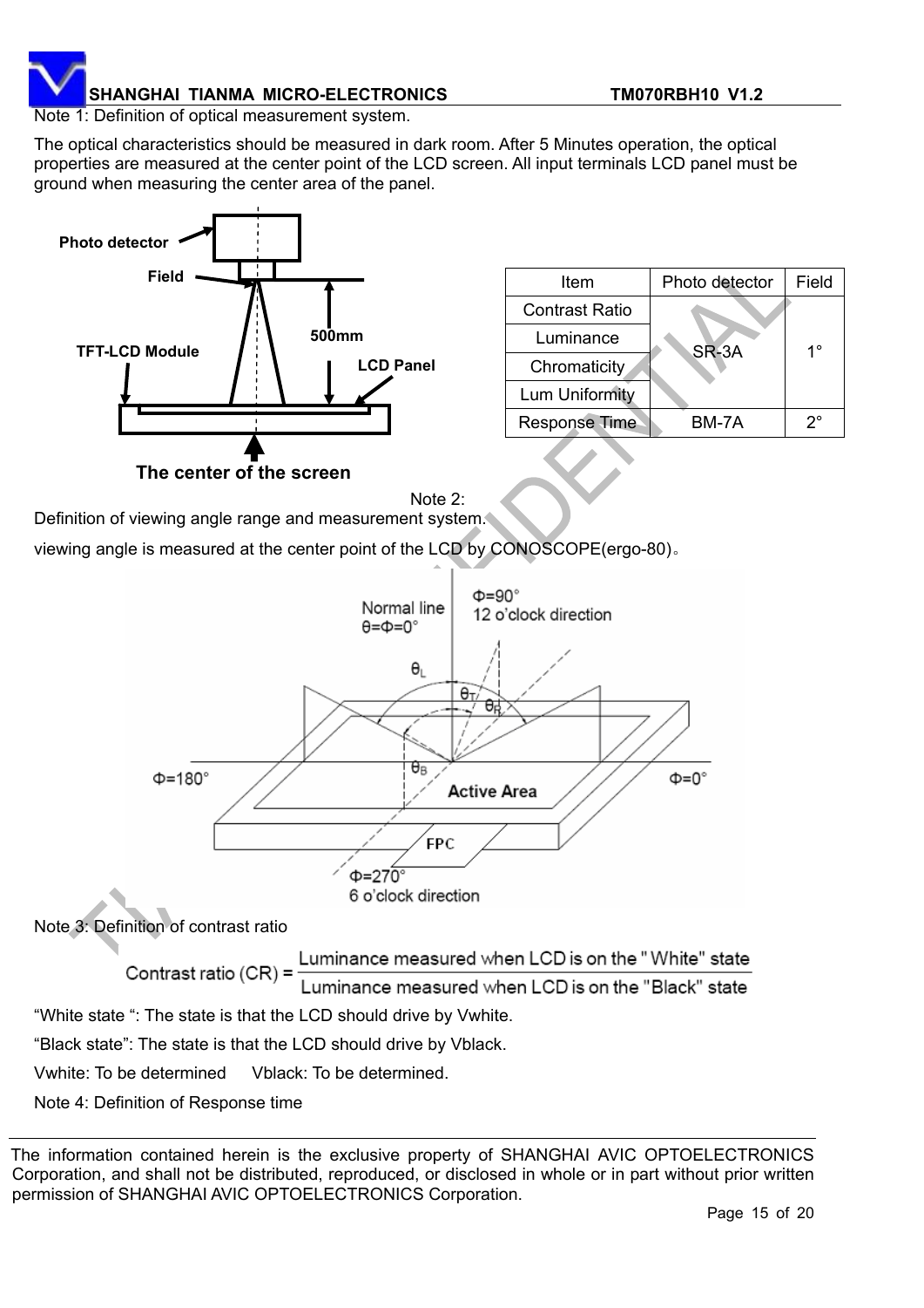Note 1: Definition of optical measurement system.

The optical characteristics should be measured in dark room. After 5 Minutes operation, the optical properties are measured at the center point of the LCD screen. All input terminals LCD panel must be ground when measuring the center area of the panel.

| Item | Photo detector | Field |
|---|---|---|
| Contrast Ratio | SR-3A | 1° |
| Luminance | | |
| Chromaticity | | |
| Lum Uniformity | | |
| Response Time | BM-7A | 2° |

Note 2:
Definition of viewing angle range and measurement system.

viewing angle is measured at the center point of the LCD by CONOSCOPE(ergo-80)。

Note 3: Definition of contrast ratio

$$\text{Contrast ratio (CR)} = \frac{\text{Luminance measured when LCD is on the "White" state}}{\text{Luminance measured when LCD is on the "Black" state}}$$

“White state “: The state is that the LCD should drive by Vwhite.

“Black state”: The state is that the LCD should drive by Vblack.

Vwhite: To be determined  Vblack: To be determined.

Note 4: Definition of Response time

The information contained herein is the exclusive property of SHANGHAI AVIC OPTOELECTRONICS Corporation, and shall not be distributed, reproduced, or disclosed in whole or in part without prior written permission of SHANGHAI AVIC OPTOELECTRONICS Corporation.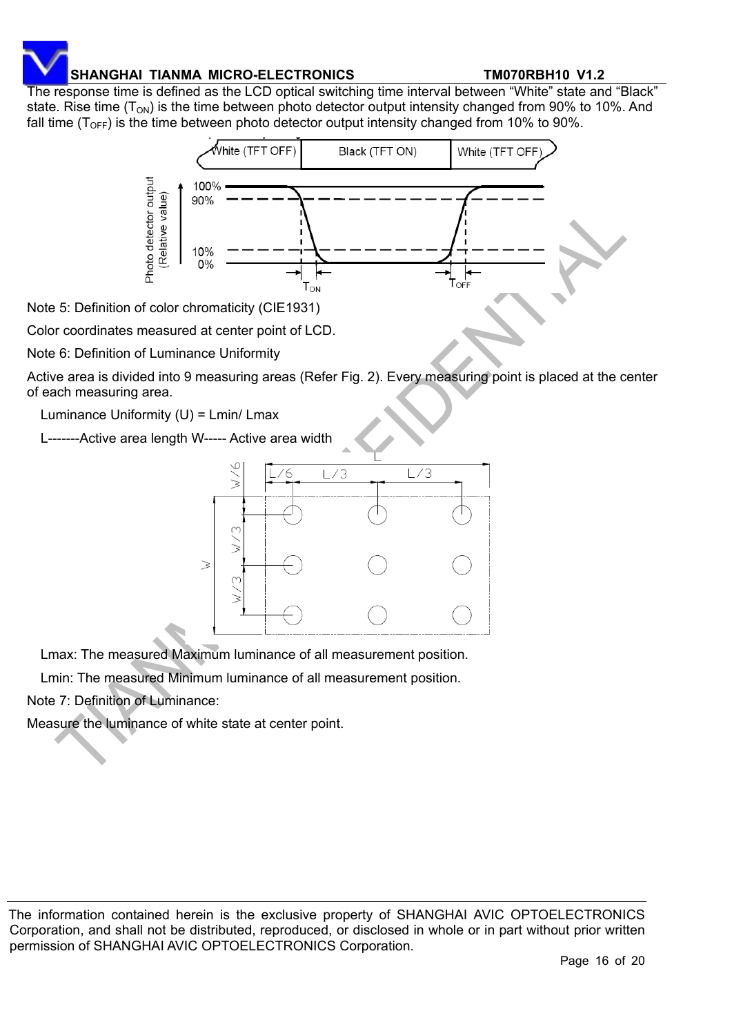The response time is defined as the LCD optical switching time interval between “White” state and “Black” state. Rise time ($T_{ON}$) is the time between photo detector output intensity changed from 90% to 10%. And fall time ($T_{OFF}$) is the time between photo detector output intensity changed from 10% to 90%.

Note 5: Definition of color chromaticity (CIE1931)

Color coordinates measured at center point of LCD.

Note 6: Definition of Luminance Uniformity

Active area is divided into 9 measuring areas (Refer Fig. 2). Every measuring point is placed at the center of each measuring area.

Luminance Uniformity (U) = Lmin/ Lmax

L-------Active area length W----- Active area width

Lmax: The measured Maximum luminance of all measurement position.

Lmin: The measured Minimum luminance of all measurement position.

Note 7: Definition of Luminance:

Measure the luminance of white state at center point.

The information contained herein is the exclusive property of SHANGHAI AVIC OPTOELECTRONICS Corporation, and shall not be distributed, reproduced, or disclosed in whole or in part without prior written permission of SHANGHAI AVIC OPTOELECTRONICS Corporation.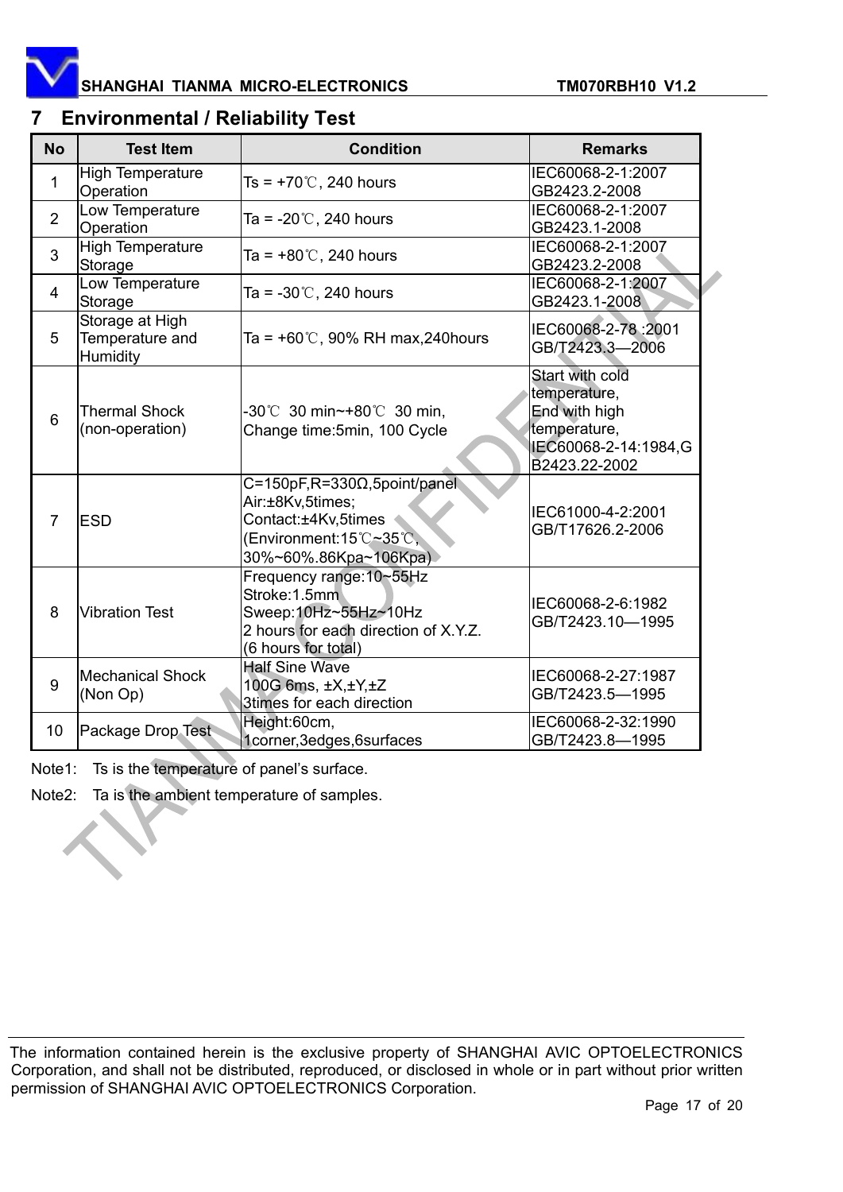## 7 Environmental / Reliability Test

| No | Test Item | Condition | Remarks |
|---|---|---|---|
| 1 | High Temperature Operation | Ts = +70℃, 240 hours | IEC60068-2-1:2007 GB2423.2-2008 |
| 2 | Low Temperature Operation | Ta = -20℃, 240 hours | IEC60068-2-1:2007 GB2423.1-2008 |
| 3 | High Temperature Storage | Ta = +80℃, 240 hours | IEC60068-2-1:2007 GB2423.2-2008 |
| 4 | Low Temperature Storage | Ta = -30℃, 240 hours | IEC60068-2-1:2007 GB2423.1-2008 |
| 5 | Storage at High Temperature and Humidity | Ta = +60℃, 90% RH max,240hours | IEC60068-2-78 :2001 GB/T2423.3—2006 |
| 6 | Thermal Shock (non-operation) | -30℃ 30 min~+80℃ 30 min, Change time:5min, 100 Cycle | Start with cold temperature, End with high temperature, IEC60068-2-14:1984,GB2423.22-2002 |
| 7 | ESD | C=150pF,R=330Ω,5point/panel Air:±8Kv,5times; Contact:±4Kv,5times (Environment:15℃~35℃, 30%~60%.86Kpa~106Kpa) | IEC61000-4-2:2001 GB/T17626.2-2006 |
| 8 | Vibration Test | Frequency range:10~55Hz Stroke:1.5mm Sweep:10Hz~55Hz~10Hz 2 hours for each direction of X.Y.Z. (6 hours for total) | IEC60068-2-6:1982 GB/T2423.10—1995 |
| 9 | Mechanical Shock (Non Op) | Half Sine Wave 100G 6ms, ±X,±Y,±Z 3times for each direction | IEC60068-2-27:1987 GB/T2423.5—1995 |
| 10 | Package Drop Test | Height:60cm, 1corner,3edges,6surfaces | IEC60068-2-32:1990 GB/T2423.8—1995 |

Note1: Ts is the temperature of panel's surface.

Note2: Ta is the ambient temperature of samples.

The information contained herein is the exclusive property of SHANGHAI AVIC OPTOELECTRONICS Corporation, and shall not be distributed, reproduced, or disclosed in whole or in part without prior written permission of SHANGHAI AVIC OPTOELECTRONICS Corporation.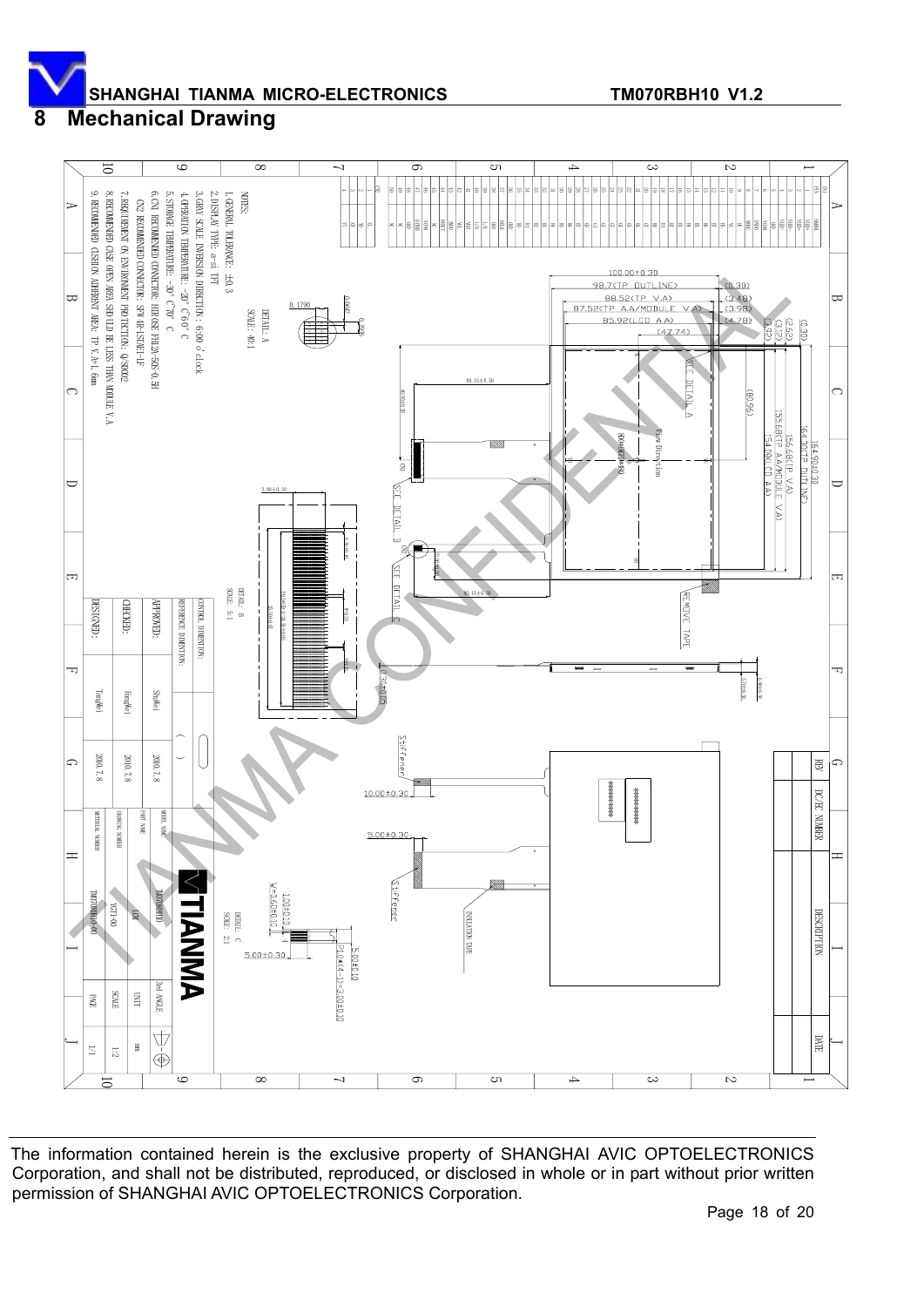## 8 Mechanical Drawing

NOTES:

1. GENERAL TOLERANCE: ±0.3
2. DISPLAY TYPE: a-si TFT
3. GRAY SCALE INVERSION DIRECTION: 6:00 o'clock
4. OPERATION TEMPERATURE: -20° C~60° C
5. STORAGE TEMPERATURE: -30° C~70° C
6. CN1 RECOMMENDED CONNECTOR: HIROSE FH12A-50S-0.5H
   CN2 RECOMMENDED CONNECTOR: SFW4R-1STAE1-LF
7. REQUIREMENT ON ENVIRONMENT PROTECTION: Q/S0002
8. RECOMMENDED CASE OPEN AREA SHOULD BE LESS THAN MODULE V.A
9. RECOMMENDED CUSHION ADHERENT AREA: TP V.A+1.6mm

The information contained herein is the exclusive property of SHANGHAI AVIC OPTOELECTRONICS Corporation, and shall not be distributed, reproduced, or disclosed in whole or in part without prior written permission of SHANGHAI AVIC OPTOELECTRONICS Corporation.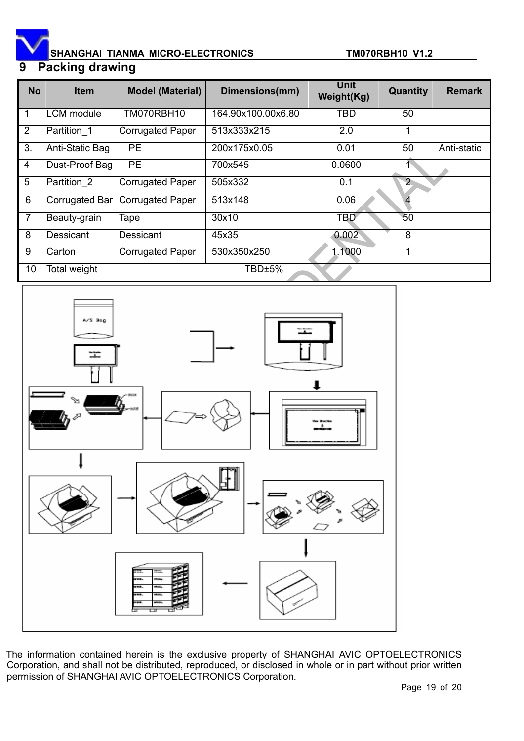# 9 Packing drawing

| No | Item | Model (Material) | Dimensions(mm) | Unit Weight(Kg) | Quantity | Remark |
|---|---|---|---|---|---|---|
| 1 | LCM module | TM070RBH10 | 164.90x100.00x6.80 | TBD | 50 | |
| 2 | Partition_1 | Corrugated Paper | 513x333x215 | 2.0 | 1 | |
| 3. | Anti-Static Bag | PE | 200x175x0.05 | 0.01 | 50 | Anti-static |
| 4 | Dust-Proof Bag | PE | 700x545 | 0.0600 | 1 | |
| 5 | Partition_2 | Corrugated Paper | 505x332 | 0.1 | 2 | |
| 6 | Corrugated Bar | Corrugated Paper | 513x148 | 0.06 | 4 | |
| 7 | Beauty-grain | Tape | 30x10 | TBD | 50 | |
| 8 | Dessicant | Dessicant | 45x35 | 0.002 | 8 | |
| 9 | Carton | Corrugated Paper | 530x350x250 | 1.1000 | 1 | |
| 10 | Total weight | TBD±5% | | | | |

The information contained herein is the exclusive property of SHANGHAI AVIC OPTOELECTRONICS Corporation, and shall not be distributed, reproduced, or disclosed in whole or in part without prior written permission of SHANGHAI AVIC OPTOELECTRONICS Corporation.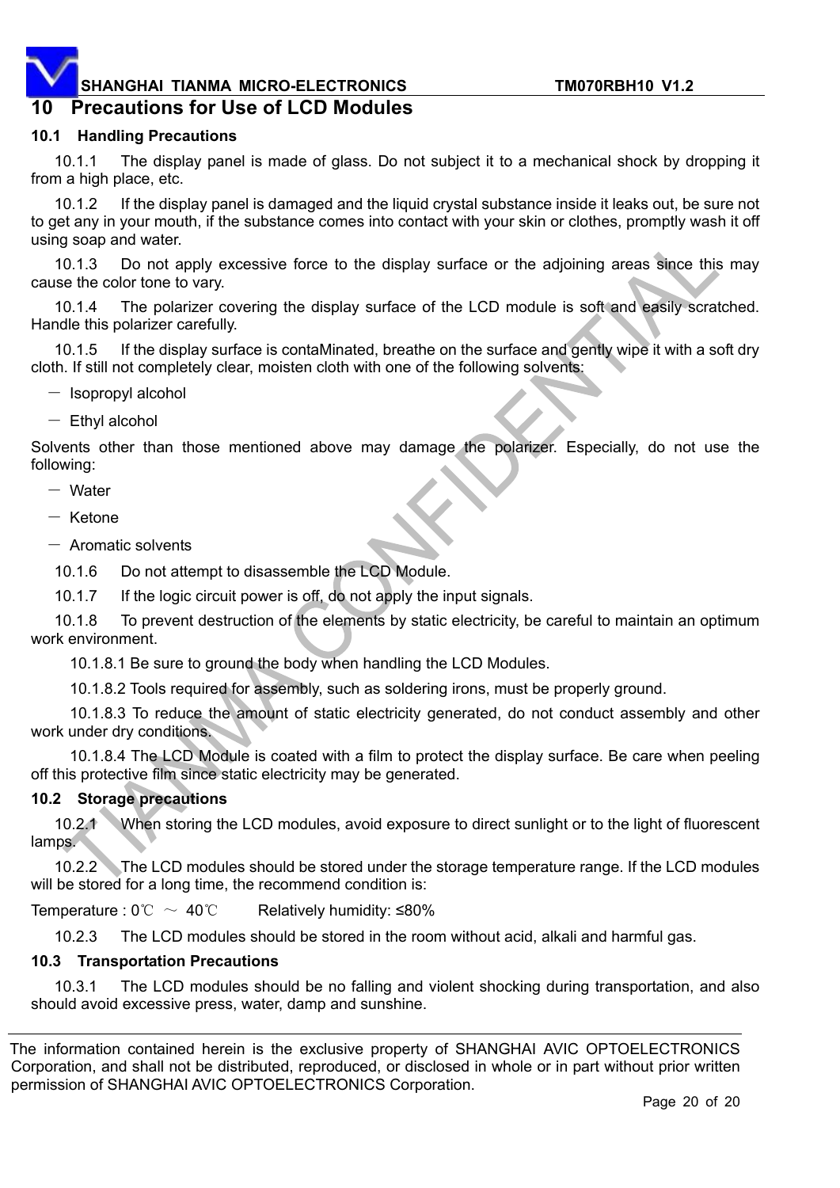# 10 Precautions for Use of LCD Modules

## 10.1 Handling Precautions

10.1.1 The display panel is made of glass. Do not subject it to a mechanical shock by dropping it from a high place, etc.

10.1.2 If the display panel is damaged and the liquid crystal substance inside it leaks out, be sure not to get any in your mouth, if the substance comes into contact with your skin or clothes, promptly wash it off using soap and water.

10.1.3 Do not apply excessive force to the display surface or the adjoining areas since this may cause the color tone to vary.

10.1.4 The polarizer covering the display surface of the LCD module is soft and easily scratched. Handle this polarizer carefully.

10.1.5 If the display surface is contaMinated, breathe on the surface and gently wipe it with a soft dry cloth. If still not completely clear, moisten cloth with one of the following solvents:

－ Isopropyl alcohol

－ Ethyl alcohol

Solvents other than those mentioned above may damage the polarizer. Especially, do not use the following:

－ Water

－ Ketone

－ Aromatic solvents

10.1.6 Do not attempt to disassemble the LCD Module.

10.1.7 If the logic circuit power is off, do not apply the input signals.

10.1.8 To prevent destruction of the elements by static electricity, be careful to maintain an optimum work environment.

10.1.8.1 Be sure to ground the body when handling the LCD Modules.

10.1.8.2 Tools required for assembly, such as soldering irons, must be properly ground.

10.1.8.3 To reduce the amount of static electricity generated, do not conduct assembly and other work under dry conditions.

10.1.8.4 The LCD Module is coated with a film to protect the display surface. Be care when peeling off this protective film since static electricity may be generated.

## 10.2 Storage precautions

10.2.1 When storing the LCD modules, avoid exposure to direct sunlight or to the light of fluorescent lamps.

10.2.2 The LCD modules should be stored under the storage temperature range. If the LCD modules will be stored for a long time, the recommend condition is:

Temperature : 0℃ ～ 40℃ Relatively humidity: ≤80%

10.2.3 The LCD modules should be stored in the room without acid, alkali and harmful gas.

## 10.3 Transportation Precautions

10.3.1 The LCD modules should be no falling and violent shocking during transportation, and also should avoid excessive press, water, damp and sunshine.